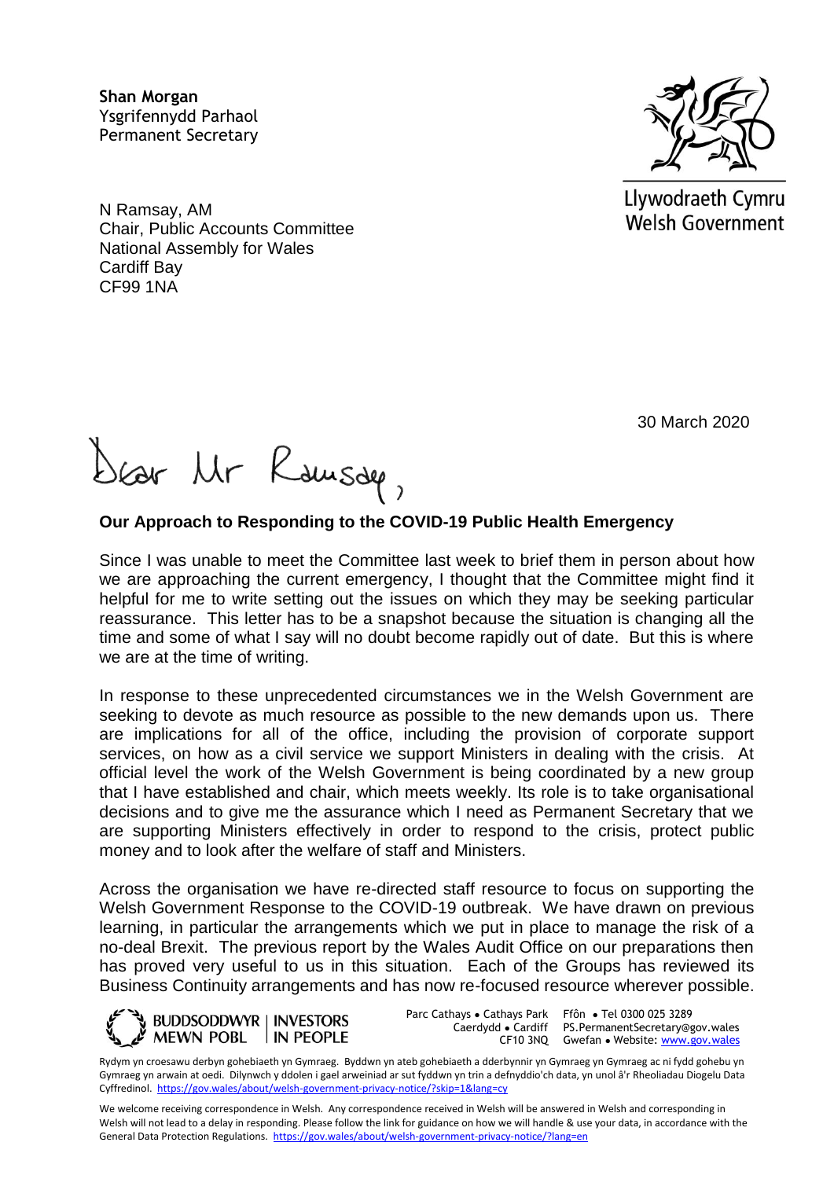**Shan Morgan**
Ysgrifennydd Parhaol
Permanent Secretary

Llywodraeth Cymru
Welsh Government

N Ramsay, AM
Chair, Public Accounts Committee
National Assembly for Wales
Cardiff Bay
CF99 1NA

30 March 2020

Dear Mr Ramsay,

**Our Approach to Responding to the COVID-19 Public Health Emergency**

Since I was unable to meet the Committee last week to brief them in person about how we are approaching the current emergency, I thought that the Committee might find it helpful for me to write setting out the issues on which they may be seeking particular reassurance. This letter has to be a snapshot because the situation is changing all the time and some of what I say will no doubt become rapidly out of date. But this is where we are at the time of writing.

In response to these unprecedented circumstances we in the Welsh Government are seeking to devote as much resource as possible to the new demands upon us. There are implications for all of the office, including the provision of corporate support services, on how as a civil service we support Ministers in dealing with the crisis. At official level the work of the Welsh Government is being coordinated by a new group that I have established and chair, which meets weekly. Its role is to take organisational decisions and to give me the assurance which I need as Permanent Secretary that we are supporting Ministers effectively in order to respond to the crisis, protect public money and to look after the welfare of staff and Ministers.

Across the organisation we have re-directed staff resource to focus on supporting the Welsh Government Response to the COVID-19 outbreak. We have drawn on previous learning, in particular the arrangements which we put in place to manage the risk of a no-deal Brexit. The previous report by the Wales Audit Office on our preparations then has proved very useful to us in this situation. Each of the Groups has reviewed its Business Continuity arrangements and has now re-focused resource wherever possible.

BUDDSODDWYR MEWN POBL | INVESTORS IN PEOPLE

Parc Cathays • Cathays Park
Caerdydd • Cardiff
CF10 3NQ

Ffôn • Tel 0300 025 3289
PS.PermanentSecretary@gov.wales
Gwefan • Website: www.gov.wales

Rydym yn croesawu derbyn gohebiaeth yn Gymraeg. Byddwn yn ateb gohebiaeth a dderbynnir yn Gymraeg yn Gymraeg ac ni fydd gohebu yn Gymraeg yn arwain at oedi. Dilynwch y ddolen i gael arweiniad ar sut fyddwn yn trin a defnyddio'ch data, yn unol â'r Rheoliadau Diogelu Data Cyffredinol. https://gov.wales/about/welsh-government-privacy-notice/?skip=1&lang=cy

We welcome receiving correspondence in Welsh. Any correspondence received in Welsh will be answered in Welsh and corresponding in Welsh will not lead to a delay in responding. Please follow the link for guidance on how we will handle & use your data, in accordance with the General Data Protection Regulations. https://gov.wales/about/welsh-government-privacy-notice/?lang=en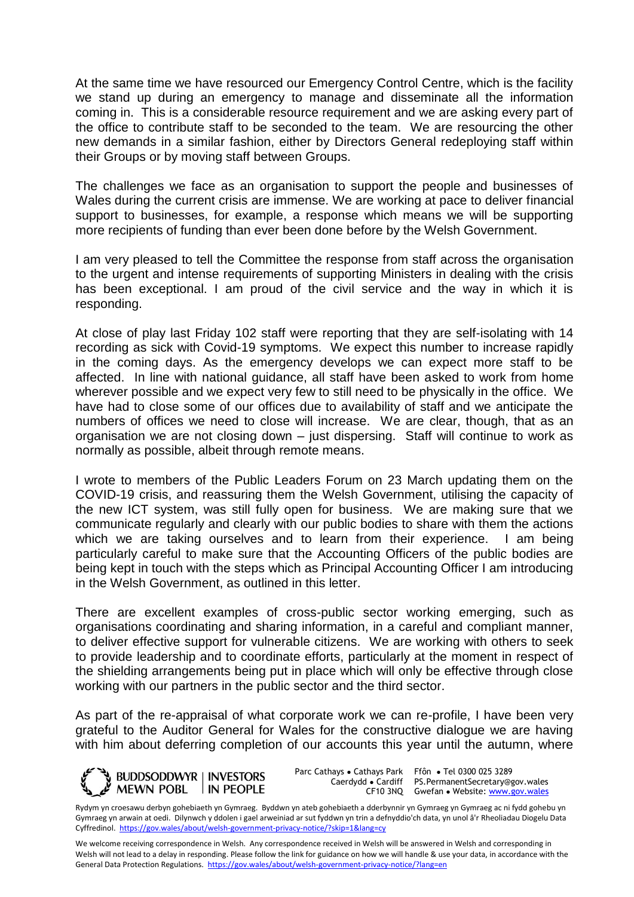At the same time we have resourced our Emergency Control Centre, which is the facility we stand up during an emergency to manage and disseminate all the information coming in. This is a considerable resource requirement and we are asking every part of the office to contribute staff to be seconded to the team. We are resourcing the other new demands in a similar fashion, either by Directors General redeploying staff within their Groups or by moving staff between Groups.

The challenges we face as an organisation to support the people and businesses of Wales during the current crisis are immense. We are working at pace to deliver financial support to businesses, for example, a response which means we will be supporting more recipients of funding than ever been done before by the Welsh Government.

I am very pleased to tell the Committee the response from staff across the organisation to the urgent and intense requirements of supporting Ministers in dealing with the crisis has been exceptional. I am proud of the civil service and the way in which it is responding.

At close of play last Friday 102 staff were reporting that they are self-isolating with 14 recording as sick with Covid-19 symptoms. We expect this number to increase rapidly in the coming days. As the emergency develops we can expect more staff to be affected. In line with national guidance, all staff have been asked to work from home wherever possible and we expect very few to still need to be physically in the office. We have had to close some of our offices due to availability of staff and we anticipate the numbers of offices we need to close will increase. We are clear, though, that as an organisation we are not closing down – just dispersing. Staff will continue to work as normally as possible, albeit through remote means.

I wrote to members of the Public Leaders Forum on 23 March updating them on the COVID-19 crisis, and reassuring them the Welsh Government, utilising the capacity of the new ICT system, was still fully open for business. We are making sure that we communicate regularly and clearly with our public bodies to share with them the actions which we are taking ourselves and to learn from their experience. I am being particularly careful to make sure that the Accounting Officers of the public bodies are being kept in touch with the steps which as Principal Accounting Officer I am introducing in the Welsh Government, as outlined in this letter.

There are excellent examples of cross-public sector working emerging, such as organisations coordinating and sharing information, in a careful and compliant manner, to deliver effective support for vulnerable citizens. We are working with others to seek to provide leadership and to coordinate efforts, particularly at the moment in respect of the shielding arrangements being put in place which will only be effective through close working with our partners in the public sector and the third sector.

As part of the re-appraisal of what corporate work we can re-profile, I have been very grateful to the Auditor General for Wales for the constructive dialogue we are having with him about deferring completion of our accounts this year until the autumn, where

BUDDSODDWYR MEWN POBL | INVESTORS IN PEOPLE

Parc Cathays ● Cathays Park
Caerdydd ● Cardiff
CF10 3NQ

Ffôn ● Tel 0300 025 3289
PS.PermanentSecretary@gov.wales
Gwefan ● Website: www.gov.wales

Rydym yn croesawu derbyn gohebiaeth yn Gymraeg. Byddwn yn ateb gohebiaeth a dderbynnir yn Gymraeg yn Gymraeg ac ni fydd gohebu yn Gymraeg yn arwain at oedi. Dilynwch y ddolen i gael arweiniad ar sut fyddwn yn trin a defnyddio'ch data, yn unol â'r Rheoliadau Diogelu Data Cyffredinol. https://gov.wales/about/welsh-government-privacy-notice/?skip=1&lang=cy

We welcome receiving correspondence in Welsh. Any correspondence received in Welsh will be answered in Welsh and corresponding in Welsh will not lead to a delay in responding. Please follow the link for guidance on how we will handle & use your data, in accordance with the General Data Protection Regulations. https://gov.wales/about/welsh-government-privacy-notice/?lang=en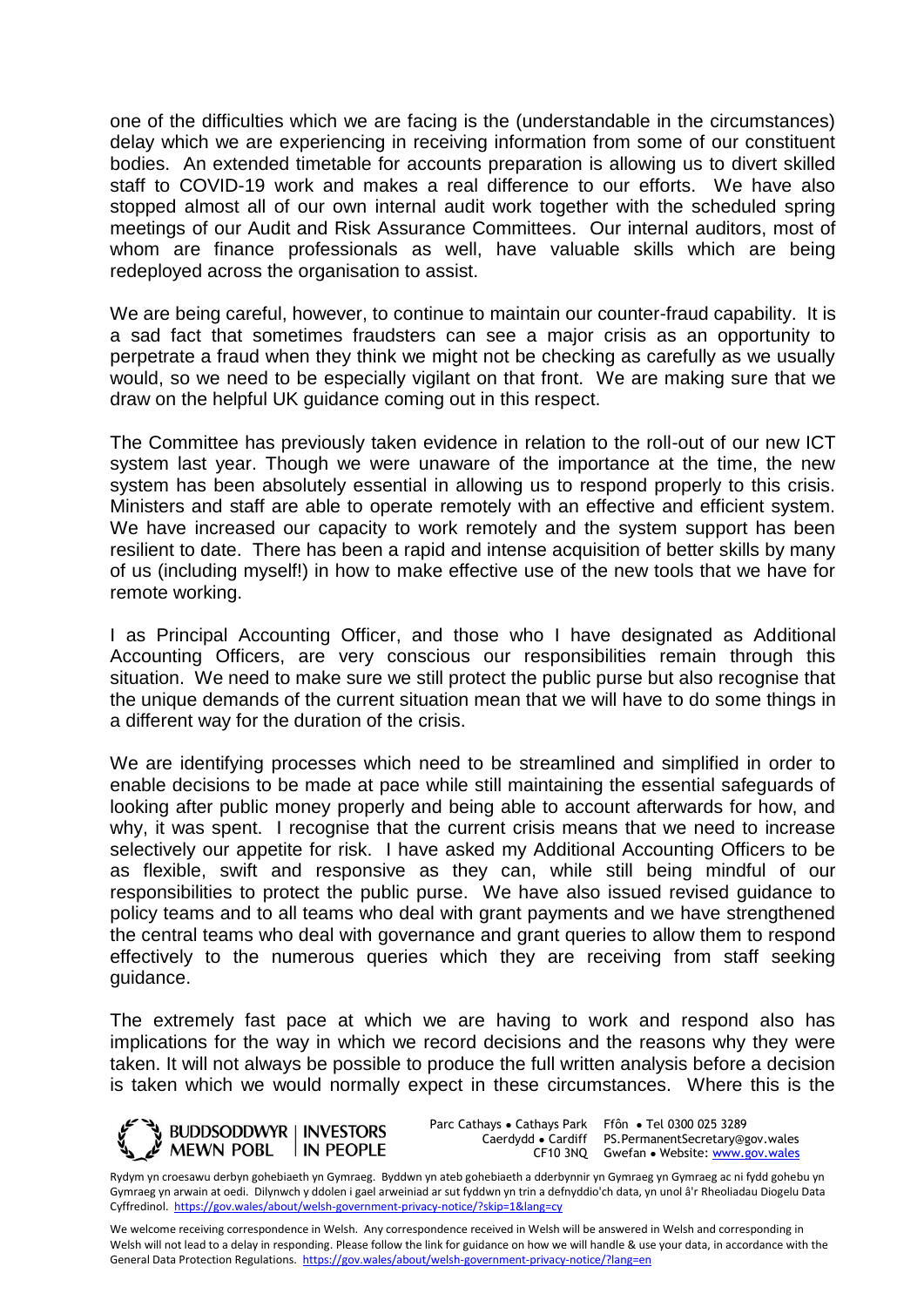one of the difficulties which we are facing is the (understandable in the circumstances) delay which we are experiencing in receiving information from some of our constituent bodies. An extended timetable for accounts preparation is allowing us to divert skilled staff to COVID-19 work and makes a real difference to our efforts. We have also stopped almost all of our own internal audit work together with the scheduled spring meetings of our Audit and Risk Assurance Committees. Our internal auditors, most of whom are finance professionals as well, have valuable skills which are being redeployed across the organisation to assist.

We are being careful, however, to continue to maintain our counter-fraud capability. It is a sad fact that sometimes fraudsters can see a major crisis as an opportunity to perpetrate a fraud when they think we might not be checking as carefully as we usually would, so we need to be especially vigilant on that front. We are making sure that we draw on the helpful UK guidance coming out in this respect.

The Committee has previously taken evidence in relation to the roll-out of our new ICT system last year. Though we were unaware of the importance at the time, the new system has been absolutely essential in allowing us to respond properly to this crisis. Ministers and staff are able to operate remotely with an effective and efficient system. We have increased our capacity to work remotely and the system support has been resilient to date. There has been a rapid and intense acquisition of better skills by many of us (including myself!) in how to make effective use of the new tools that we have for remote working.

I as Principal Accounting Officer, and those who I have designated as Additional Accounting Officers, are very conscious our responsibilities remain through this situation. We need to make sure we still protect the public purse but also recognise that the unique demands of the current situation mean that we will have to do some things in a different way for the duration of the crisis.

We are identifying processes which need to be streamlined and simplified in order to enable decisions to be made at pace while still maintaining the essential safeguards of looking after public money properly and being able to account afterwards for how, and why, it was spent. I recognise that the current crisis means that we need to increase selectively our appetite for risk. I have asked my Additional Accounting Officers to be as flexible, swift and responsive as they can, while still being mindful of our responsibilities to protect the public purse. We have also issued revised guidance to policy teams and to all teams who deal with grant payments and we have strengthened the central teams who deal with governance and grant queries to allow them to respond effectively to the numerous queries which they are receiving from staff seeking guidance.

The extremely fast pace at which we are having to work and respond also has implications for the way in which we record decisions and the reasons why they were taken. It will not always be possible to produce the full written analysis before a decision is taken which we would normally expect in these circumstances. Where this is the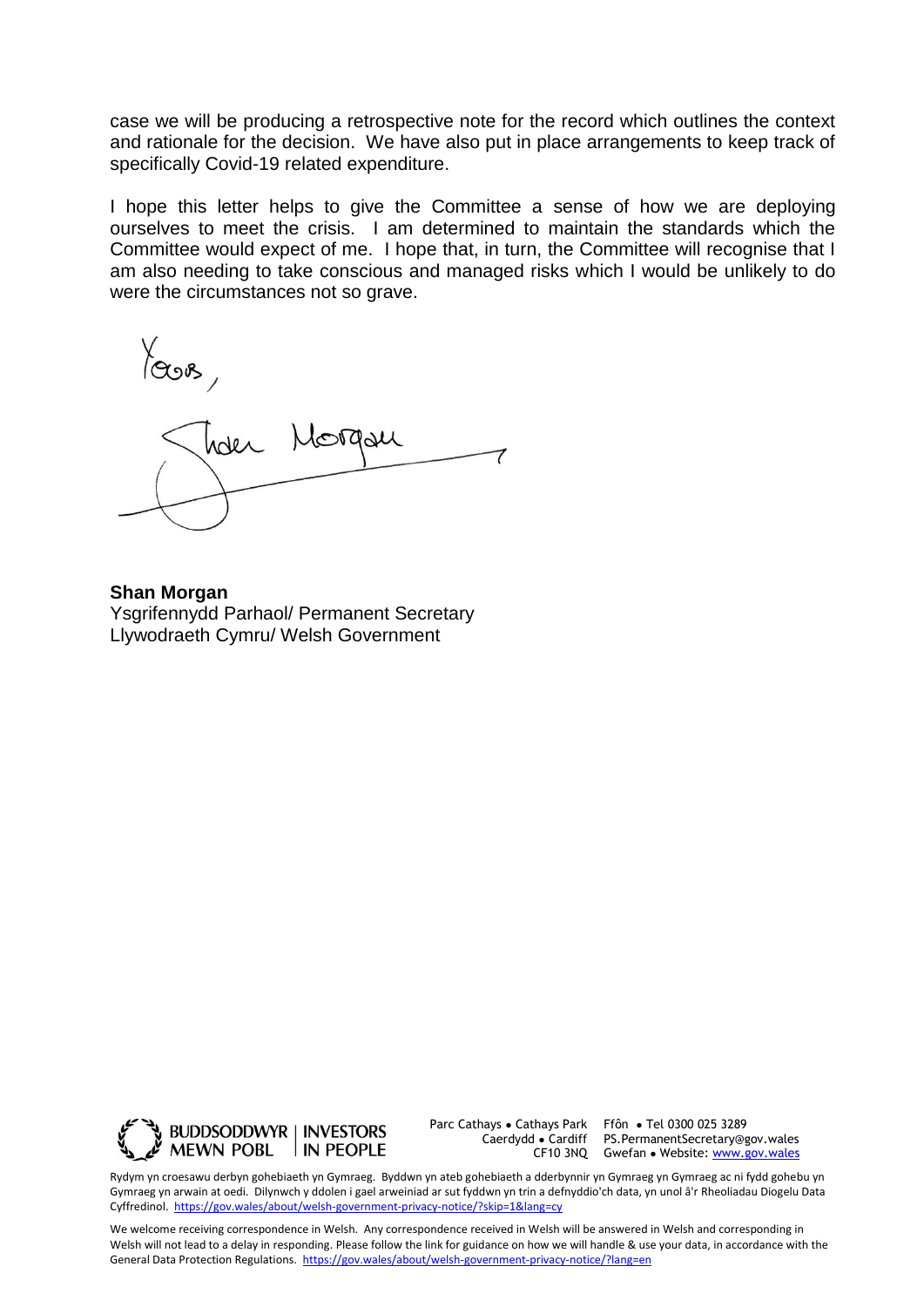case we will be producing a retrospective note for the record which outlines the context and rationale for the decision. We have also put in place arrangements to keep track of specifically Covid-19 related expenditure.

I hope this letter helps to give the Committee a sense of how we are deploying ourselves to meet the crisis. I am determined to maintain the standards which the Committee would expect of me. I hope that, in turn, the Committee will recognise that I am also needing to take conscious and managed risks which I would be unlikely to do were the circumstances not so grave.

Yours,

Shan Morgan

**Shan Morgan**
Ysgrifennydd Parhaol/ Permanent Secretary
Llywodraeth Cymru/ Welsh Government

BUDDSODDWYR MEWN POBL | INVESTORS IN PEOPLE

Parc Cathays • Cathays Park
Caerdydd • Cardiff
CF10 3NQ

Ffôn • Tel 0300 025 3289
PS.PermanentSecretary@gov.wales
Gwefan • Website: www.gov.wales

Rydym yn croesawu derbyn gohebiaeth yn Gymraeg. Byddwn yn ateb gohebiaeth a dderbynnir yn Gymraeg yn Gymraeg ac ni fydd gohebu yn Gymraeg yn arwain at oedi. Dilynwch y ddolen i gael arweiniad ar sut fyddwn yn trin a defnyddio'ch data, yn unol â'r Rheoliadau Diogelu Data Cyffredinol. https://gov.wales/about/welsh-government-privacy-notice/?skip=1&lang=cy

We welcome receiving correspondence in Welsh. Any correspondence received in Welsh will be answered in Welsh and corresponding in Welsh will not lead to a delay in responding. Please follow the link for guidance on how we will handle & use your data, in accordance with the General Data Protection Regulations. https://gov.wales/about/welsh-government-privacy-notice/?lang=en